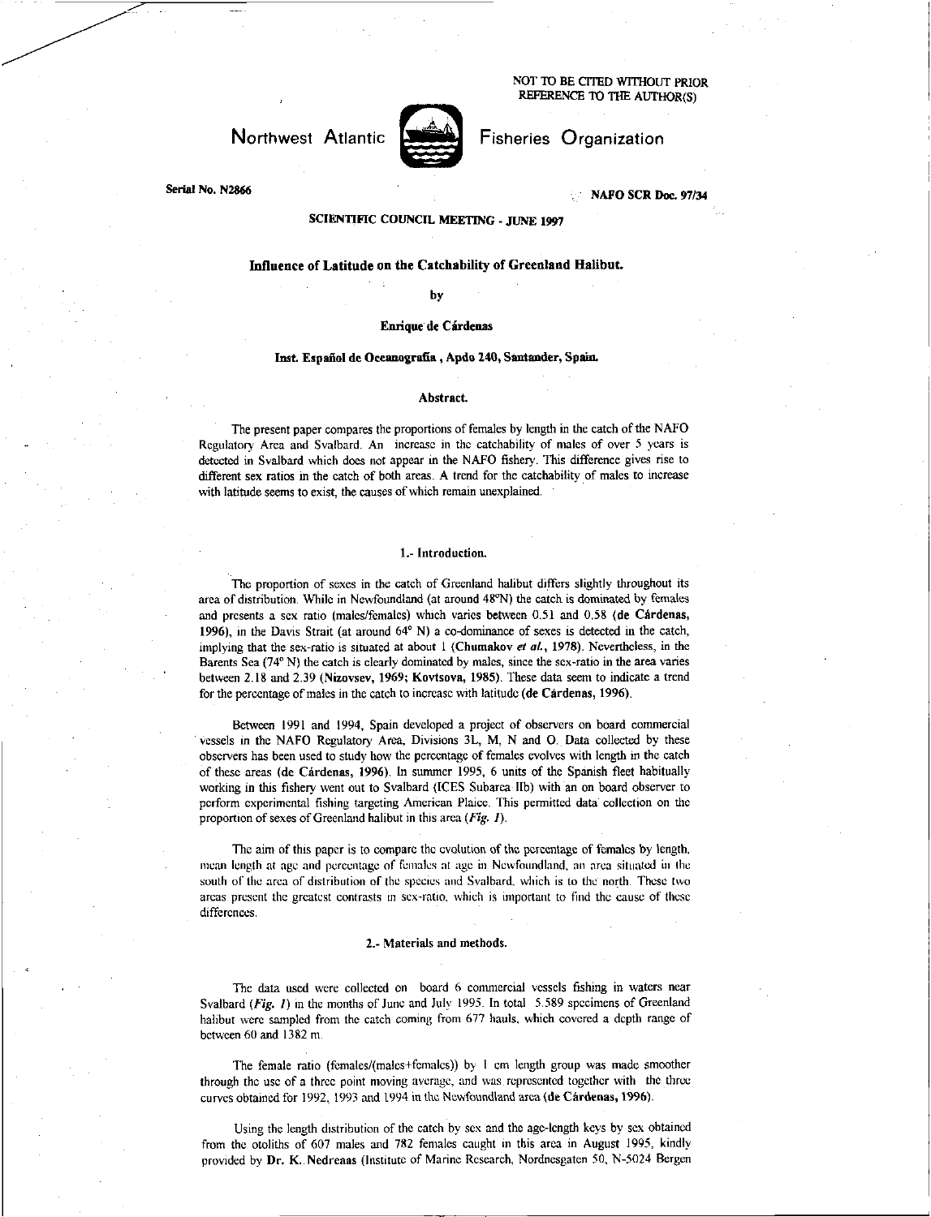NOT TO BE CITED WITHOUT PRIOR REFERENCE TO THE AUTHOR(S)

Northwest Atlantic Fisheries Organization

Serial No. N2866

NAFO SCR Doc. 97/34

SCIENTIFIC COUNCIL MEETING - JUNE 1997

# Influence of Latitude on the Catchability of Greenland Halibut.

by

**Enrique de Cárdenas**

**Inst. Español de Oceanografía , Apdo 240, Santander, Spain.**

## Abstract.

The present paper compares the proportions of females by length in the catch of the NAFO Regulatory Area and Svalbard. An increase in the catchability of males of over 5 years is detected in Svalbard which does not appear in the NAFO fishery. This difference gives rise to different sex ratios in the catch of both areas. A trend for the catchability of males to increase with latitude seems to exist, the causes of which remain unexplained.

## 1.- Introduction.

The proportion of sexes in the catch of Greenland halibut differs slightly throughout its area of distribution. While in Newfoundland (at around 48°N) the catch is dominated by females and presents a sex ratio (males/females) which varies between 0.51 and 0.58 (**de Cárdenas, 1996**), in the Davis Strait (at around 64° N) a co-dominance of sexes is detected in the catch, implying that the sex-ratio is situated at about 1 (**Chumakov *et al.*, 1978**). Nevertheless, in the Barents Sea (74° N) the catch is clearly dominated by males, since the sex-ratio in the area varies between 2.18 and 2.39 (**Nizovsev, 1969; Kovtsova, 1985**). These data seem to indicate a trend for the percentage of males in the catch to increase with latitude (**de Cárdenas, 1996**).

Between 1991 and 1994, Spain developed a project of observers on board commercial vessels in the NAFO Regulatory Area, Divisions 3L, M, N and O. Data collected by these observers has been used to study how the percentage of females evolves with length in the catch of these areas (**de Cárdenas, 1996**). In summer 1995, 6 units of the Spanish fleet habitually working in this fishery went out to Svalbard (ICES Subarea IIb) with an on board observer to perform experimental fishing targeting American Plaice. This permitted data collection on the proportion of sexes of Greenland halibut in this area (***Fig. 1***).

The aim of this paper is to compare the evolution of the percentage of females by length, mean length at age and percentage of females at age in Newfoundland, an area situated in the south of the area of distribution of the species and Svalbard, which is to the north. These two areas present the greatest contrasts in sex-ratio, which is important to find the cause of these differences.

## 2.- Materials and methods.

The data used were collected on board 6 commercial vessels fishing in waters near Svalbard (***Fig. 1***) in the months of June and July 1995. In total 5.589 specimens of Greenland halibut were sampled from the catch coming from 677 hauls, which covered a depth range of between 60 and 1382 m.

The female ratio (females/(males+females)) by 1 cm length group was made smoother through the use of a three point moving average, and was represented together with the three curves obtained for 1992, 1993 and 1994 in the Newfoundland area (**de Cárdenas, 1996**).

Using the length distribution of the catch by sex and the age-length keys by sex obtained from the otoliths of 607 males and 782 females caught in this area in August 1995, kindly provided by **Dr. K. Nedreaas** (Institute of Marine Research, Nordnesgaten 50, N-5024 Bergen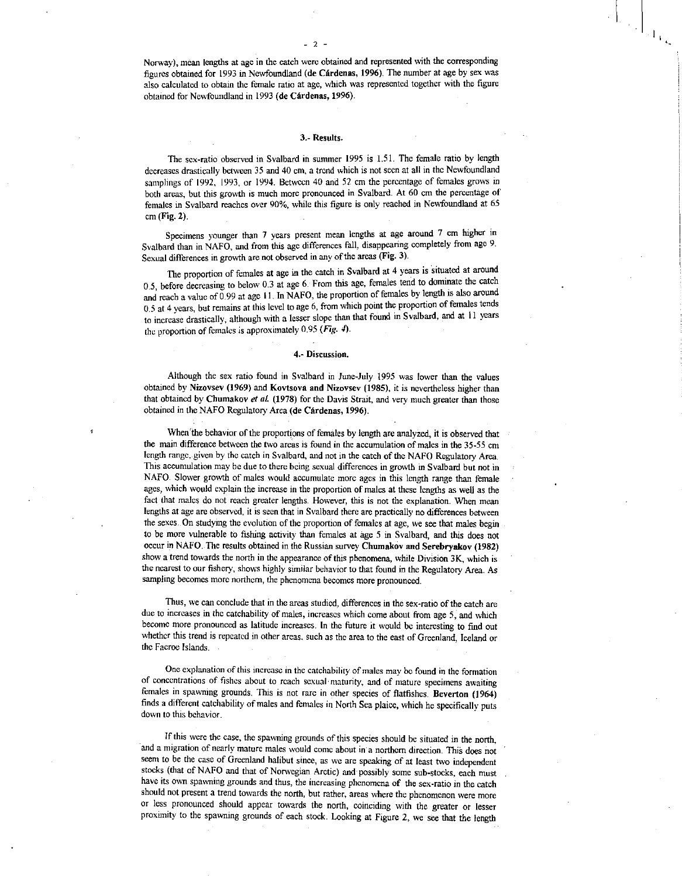Norway), mean lengths at age in the catch were obtained and represented with the corresponding figures obtained for 1993 in Newfoundland (**de Cárdenas, 1996**). The number at age by sex was also calculated to obtain the female ratio at age, which was represented together with the figure obtained for Newfoundland in 1993 (**de Cárdenas, 1996**).

## 3.- Results.

The sex-ratio observed in Svalbard in summer 1995 is 1.51. The female ratio by length decreases drastically between 35 and 40 cm, a trend which is not seen at all in the Newfoundland samplings of 1992, 1993, or 1994. Between 40 and 52 cm the percentage of females grows in both areas, but this growth is much more pronounced in Svalbard. At 60 cm the percentage of females in Svalbard reaches over 90%, while this figure is only reached in Newfoundland at 65 cm (**Fig. 2**).

Specimens younger than 7 years present mean lengths at age around 7 cm higher in Svalbard than in NAFO, and from this age differences fall, disappearing completely from age 9. Sexual differences in growth are not observed in any of the areas (**Fig. 3**).

The proportion of females at age in the catch in Svalbard at 4 years is situated at around 0.5, before decreasing to below 0.3 at age 6. From this age, females tend to dominate the catch and reach a value of 0.99 at age 11. In NAFO, the proportion of females by length is also around 0.5 at 4 years, but remains at this level to age 6, from which point the proportion of females tends to increase drastically, although with a lesser slope than that found in Svalbard, and at 11 years the proportion of females is approximately 0.95 (***Fig. 4***).

## 4.- Discussion.

Although the sex ratio found in Svalbard in June-July 1995 was lower than the values obtained by **Nizovsev (1969)** and **Kovtsova and Nizovsev (1985)**, it is nevertheless higher than that obtained by **Chumakov *et al.* (1978)** for the Davis Strait, and very much greater than those obtained in the NAFO Regulatory Area (**de Cárdenas, 1996**).

When the behavior of the proportions of females by length are analyzed, it is observed that the main difference between the two areas is found in the accumulation of males in the 35-55 cm length range, given by the catch in Svalbard, and not in the catch of the NAFO Regulatory Area. This accumulation may be due to there being sexual differences in growth in Svalbard but not in NAFO. Slower growth of males would accumulate more ages in this length range than female ages, which would explain the increase in the proportion of males at these lengths as well as the fact that males do not reach greater lengths. However, this is not the explanation. When mean lengths at age are observed, it is seen that in Svalbard there are practically no differences between the sexes. On studying the evolution of the proportion of females at age, we see that males begin to be more vulnerable to fishing activity than females at age 5 in Svalbard, and this does not occur in NAFO. The results obtained in the Russian survey **Chumakov and Serebryakov (1982)** show a trend towards the north in the appearance of this phenomena, while Division 3K, which is the nearest to our fishery, shows highly similar behavior to that found in the Regulatory Area. As sampling becomes more northern, the phenomena becomes more pronounced.

Thus, we can conclude that in the areas studied, differences in the sex-ratio of the catch are due to increases in the catchability of males, increases which come about from age 5, and which become more pronounced as latitude increases. In the future it would be interesting to find out whether this trend is repeated in other areas, such as the area to the east of Greenland, Iceland or the Faeroe Islands.

One explanation of this increase in the catchability of males may be found in the formation of concentrations of fishes about to reach sexual maturity, and of mature specimens awaiting females in spawning grounds. This is not rare in other species of flatfishes. **Beverton (1964)** finds a different catchability of males and females in North Sea plaice, which he specifically puts down to this behavior.

If this were the case, the spawning grounds of this species should be situated in the north, and a migration of nearly mature males would come about in a northern direction. This does not seem to be the case of Greenland halibut since, as we are speaking of at least two independent stocks (that of NAFO and that of Norwegian Arctic) and possibly some sub-stocks, each must have its own spawning grounds and thus, the increasing phenomena of the sex-ratio in the catch should not present a trend towards the north, but rather, areas where the phenomenon were more or less pronounced should appear towards the north, coinciding with the greater or lesser proximity to the spawning grounds of each stock. Looking at Figure 2, we see that the length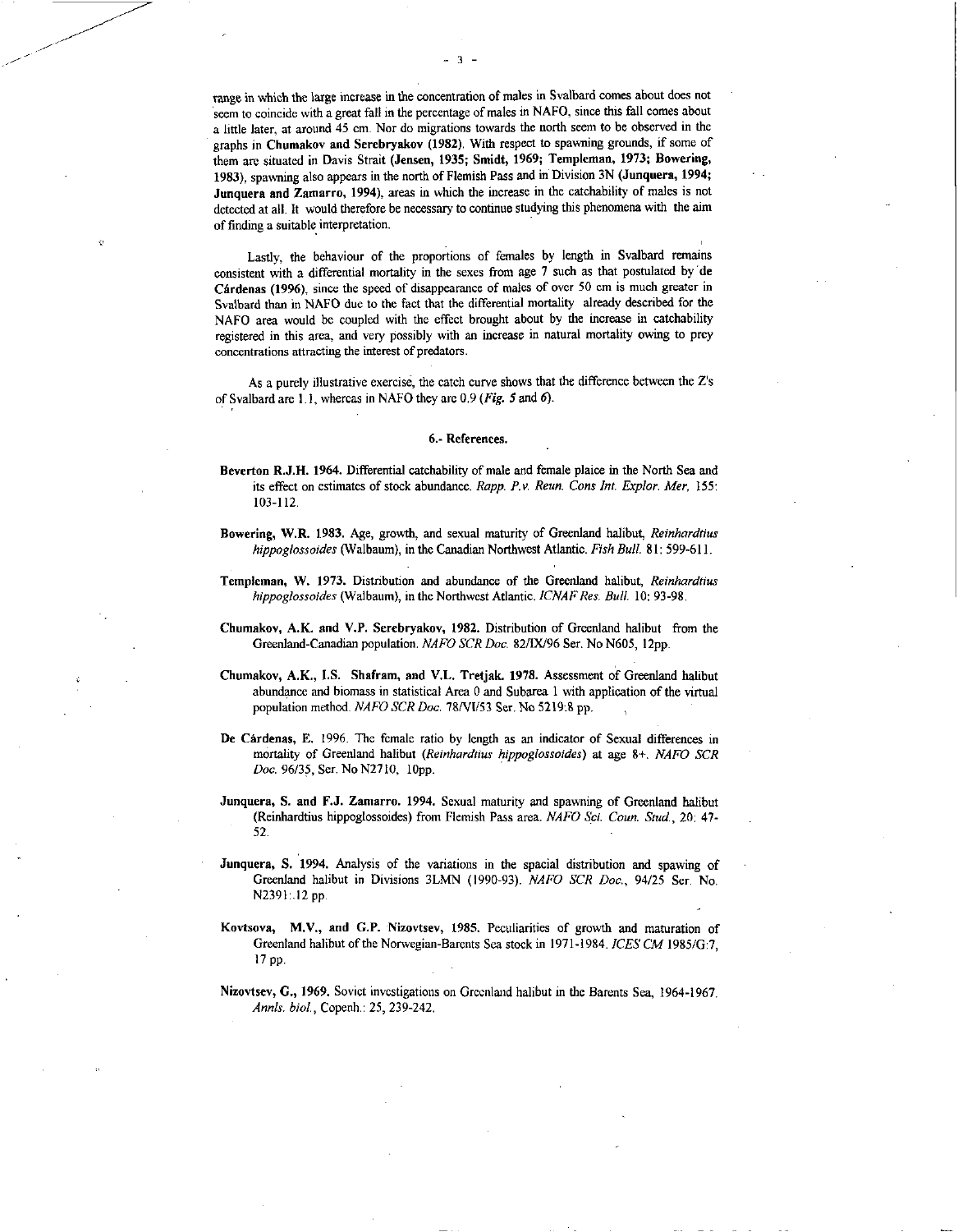range in which the large increase in the concentration of males in Svalbard comes about does not seem to coincide with a great fall in the percentage of males in NAFO, since this fall comes about a little later, at around 45 cm. Nor do migrations towards the north seem to be observed in the graphs in **Chumakov and Serebryakov (1982)**. With respect to spawning grounds, if some of them are situated in Davis Strait (**Jensen, 1935; Smidt, 1969; Templeman, 1973; Bowering, 1983**), spawning also appears in the north of Flemish Pass and in Division 3N (**Junquera, 1994; Junquera and Zamarro, 1994**), areas in which the increase in the catchability of males is not detected at all. It would therefore be necessary to continue studying this phenomena with the aim of finding a suitable interpretation.

Lastly, the behaviour of the proportions of females by length in Svalbard remains consistent with a differential mortality in the sexes from age 7 such as that postulated by **de Cárdenas (1996)**, since the speed of disappearance of males of over 50 cm is much greater in Svalbard than in NAFO due to the fact that the differential mortality already described for the NAFO area would be coupled with the effect brought about by the increase in catchability registered in this area, and very possibly with an increase in natural mortality owing to prey concentrations attracting the interest of predators.

As a purely illustrative exercise, the catch curve shows that the difference between the Z's of Svalbard are 1.1, whereas in NAFO they are 0.9 (*Fig. 5* and *6*).

## 6.- References.

**Beverton R.J.H. 1964.** Differential catchability of male and female plaice in the North Sea and its effect on estimates of stock abundance. *Rapp. P.v. Reun. Cons Int. Explor. Mer*, 155: 103-112.

**Bowering, W.R. 1983.** Age, growth, and sexual maturity of Greenland halibut, *Reinhardtius hippoglossoides* (Walbaum), in the Canadian Northwest Atlantic. *Fish Bull.* 81: 599-611.

**Templeman, W. 1973.** Distribution and abundance of the Greenland halibut, *Reinhardtius hippoglossoides* (Walbaum), in the Northwest Atlantic. *ICNAF Res. Bull.* 10: 93-98.

**Chumakov, A.K. and V.P. Serebryakov, 1982.** Distribution of Greenland halibut from the Greenland-Canadian population. *NAFO SCR Doc.* 82/IX/96 Ser. No N605, 12pp.

**Chumakov, A.K., I.S. Shafram, and V.L. Tretjak. 1978.** Assessment of Greenland halibut abundance and biomass in statistical Area 0 and Subarea 1 with application of the virtual population method. *NAFO SCR Doc.* 78/VI/53 Ser. No 5219:8 pp.

**De Cárdenas, E.** 1996. The female ratio by length as an indicator of Sexual differences in mortality of Greenland halibut (*Reinhardtius hippoglossoides*) at age 8+. *NAFO SCR Doc.* 96/35, Ser. No N2710, 10pp.

**Junquera, S. and F.J. Zamarro. 1994.** Sexual maturity and spawning of Greenland halibut (Reinhardtius hippoglossoides) from Flemish Pass area. *NAFO Sci. Coun. Stud.*, 20: 47-52.

**Junquera, S. 1994.** Analysis of the variations in the spacial distribution and spawing of Greenland halibut in Divisions 3LMN (1990-93). *NAFO SCR Doc.*, 94/25 Ser. No. N2391:.12 pp.

**Kovtsova, M.V., and G.P. Nizovtsev, 1985.** Peculiarities of growth and maturation of Greenland halibut of the Norwegian-Barents Sea stock in 1971-1984. *ICES CM* 1985/G:7, 17 pp.

**Nizovtsev, G., 1969.** Soviet investigations on Greenland halibut in the Barents Sea, 1964-1967. *Annls. biol.*, Copenh.: 25, 239-242.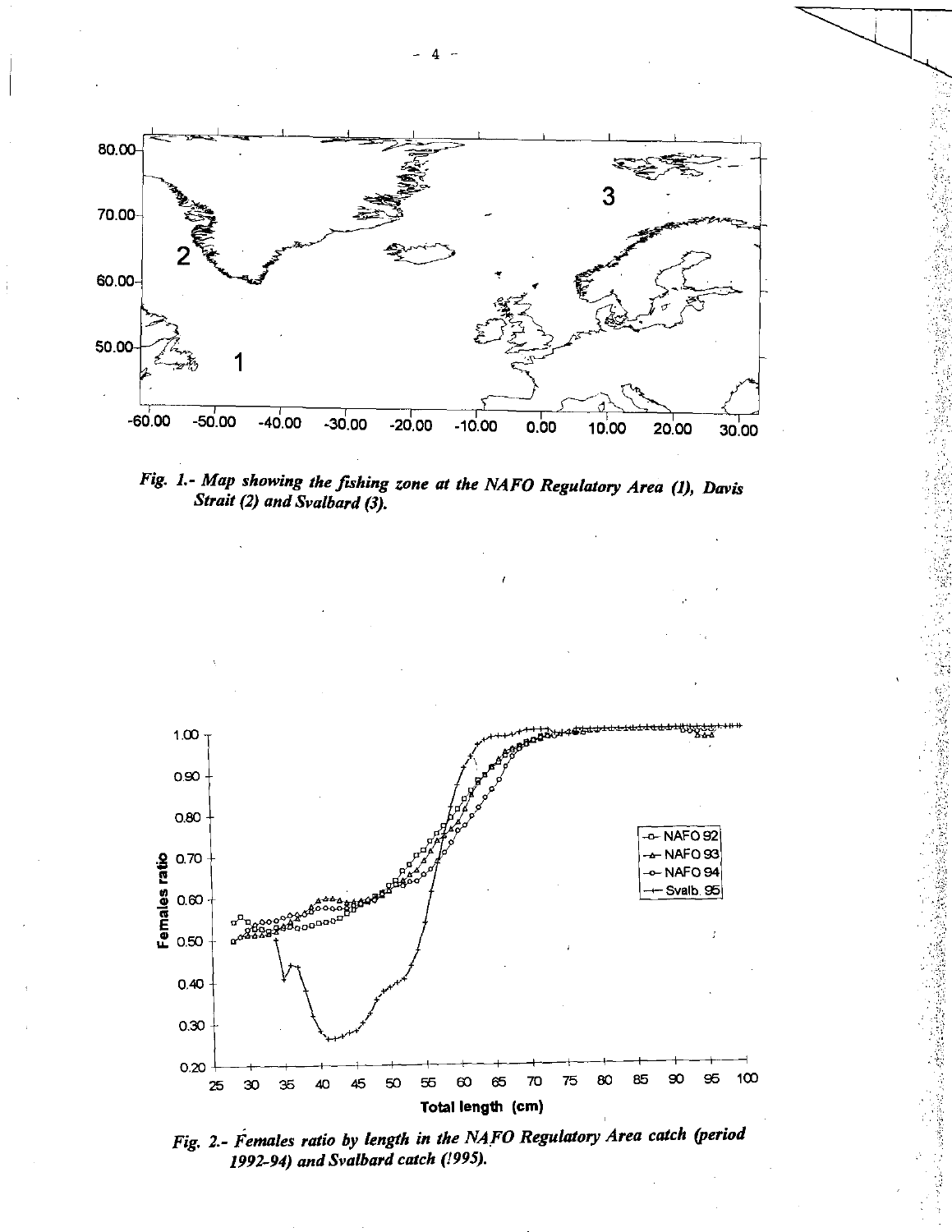*Fig. 1.- Map showing the fishing zone at the NAFO Regulatory Area (1), Davis Strait (2) and Svalbard (3).*

*Fig. 2.- Females ratio by length in the NAFO Regulatory Area catch (period 1992-94) and Svalbard catch (1995).*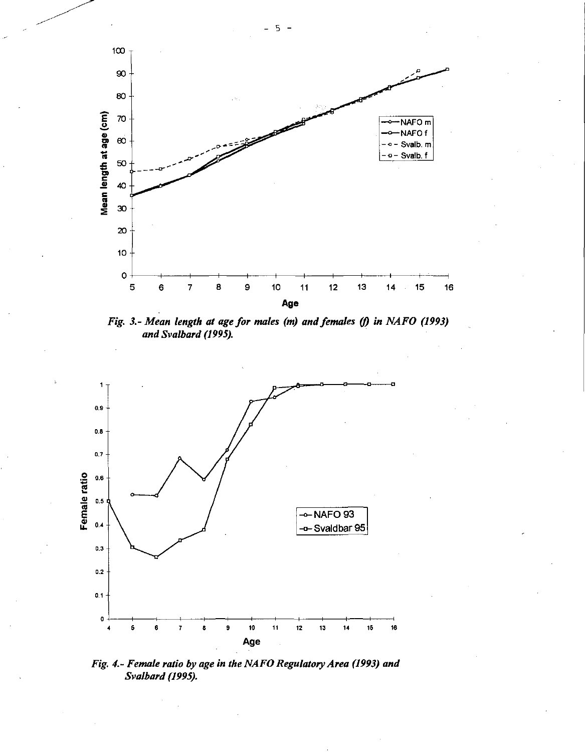*Fig. 3.- Mean length at age for males (m) and females (f) in NAFO (1993) and Svalbard (1995).*

*Fig. 4.- Female ratio by age in the NAFO Regulatory Area (1993) and Svalbard (1995).*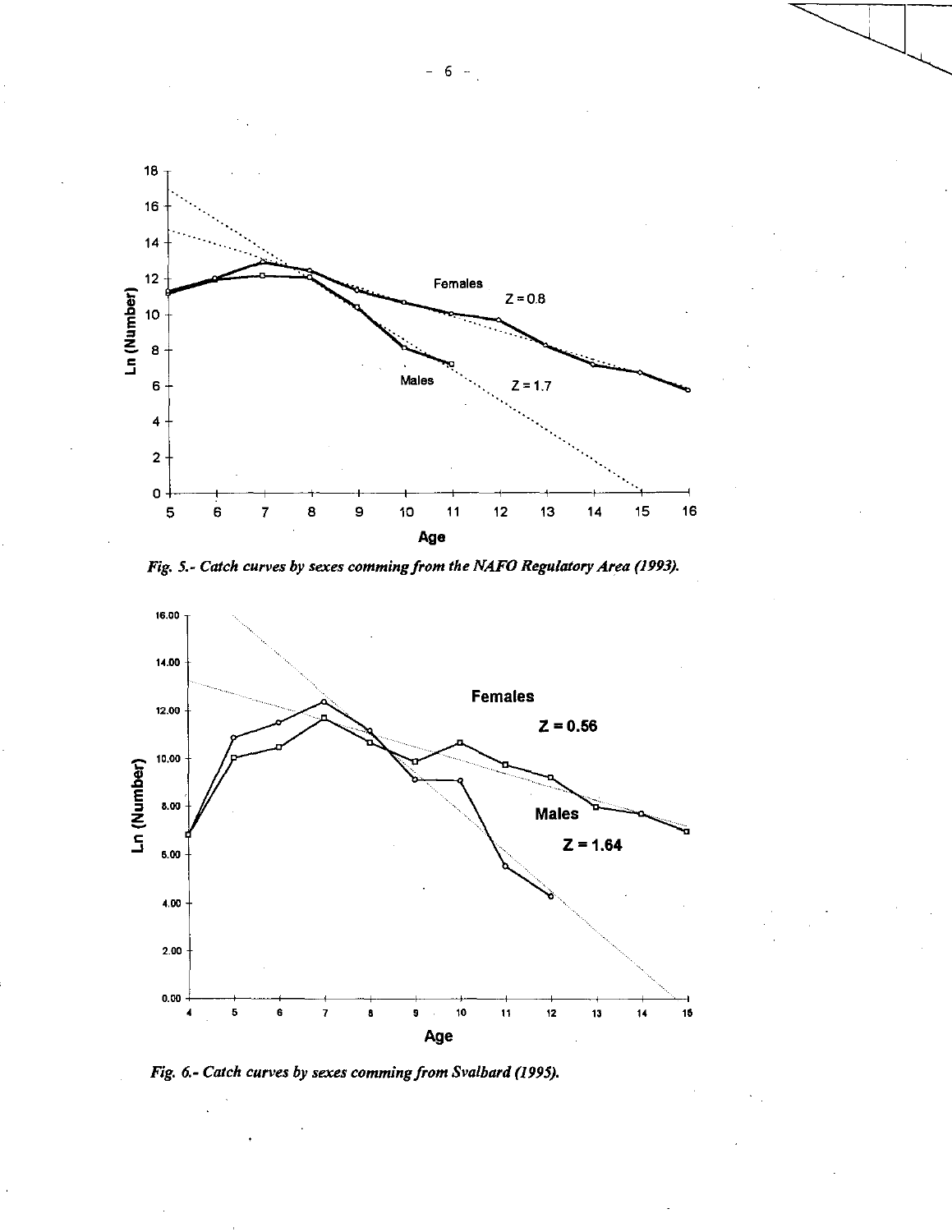18
16
14
12
10
8
6
4
2
0

Ln (Number)

Females

Z = 0.8

Males

Z = 1.7

5 6 7 8 9 10 11 12 13 14 15 16

Age

*Fig. 5.- Catch curves by sexes comming from the NAFO Regulatory Area (1993).*

16.00
14.00
12.00
10.00
8.00
6.00
4.00
2.00
0.00

Ln (Number)

Females

Z = 0.56

Males

Z = 1.64

4 5 6 7 8 9 10 11 12 13 14 15

Age

*Fig. 6.- Catch curves by sexes comming from Svalbard (1995).*